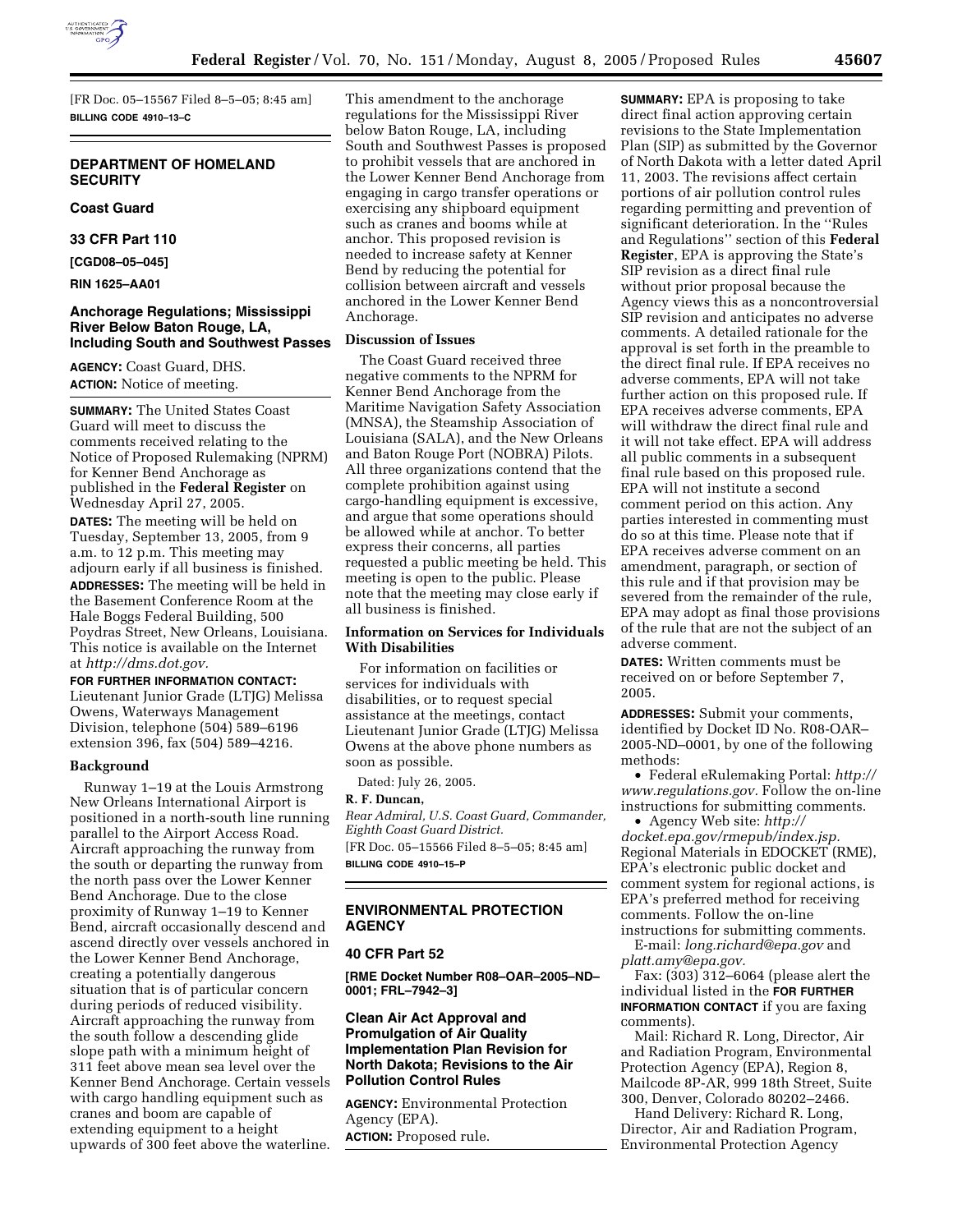[FR Doc. 05–15567 Filed 8–5–05; 8:45 am]

**BILLING CODE 4910–13–C**

## DEPARTMENT OF HOMELAND SECURITY

### Coast Guard

### 33 CFR Part 110

**[CGD08–05–045]**

**RIN 1625–AA01**

### Anchorage Regulations; Mississippi River Below Baton Rouge, LA, Including South and Southwest Passes

**AGENCY:** Coast Guard, DHS.

**ACTION:** Notice of meeting.

**SUMMARY:** The United States Coast Guard will meet to discuss the comments received relating to the Notice of Proposed Rulemaking (NPRM) for Kenner Bend Anchorage as published in the **Federal Register** on Wednesday April 27, 2005.

**DATES:** The meeting will be held on Tuesday, September 13, 2005, from 9 a.m. to 12 p.m. This meeting may adjourn early if all business is finished.

**ADDRESSES:** The meeting will be held in the Basement Conference Room at the Hale Boggs Federal Building, 500 Poydras Street, New Orleans, Louisiana. This notice is available on the Internet at *http://dms.dot.gov.*

**FOR FURTHER INFORMATION CONTACT:** Lieutenant Junior Grade (LTJG) Melissa Owens, Waterways Management Division, telephone (504) 589–6196 extension 396, fax (504) 589–4216.

**Background**

Runway 1–19 at the Louis Armstrong New Orleans International Airport is positioned in a north-south line running parallel to the Airport Access Road. Aircraft approaching the runway from the south or departing the runway from the north pass over the Lower Kenner Bend Anchorage. Due to the close proximity of Runway 1–19 to Kenner Bend, aircraft occasionally descend and ascend directly over vessels anchored in the Lower Kenner Bend Anchorage, creating a potentially dangerous situation that is of particular concern during periods of reduced visibility. Aircraft approaching the runway from the south follow a descending glide slope path with a minimum height of 311 feet above mean sea level over the Kenner Bend Anchorage. Certain vessels with cargo handling equipment such as cranes and boom are capable of extending equipment to a height upwards of 300 feet above the waterline. This amendment to the anchorage regulations for the Mississippi River below Baton Rouge, LA, including South and Southwest Passes is proposed to prohibit vessels that are anchored in the Lower Kenner Bend Anchorage from engaging in cargo transfer operations or exercising any shipboard equipment such as cranes and booms while at anchor. This proposed revision is needed to increase safety at Kenner Bend by reducing the potential for collision between aircraft and vessels anchored in the Lower Kenner Bend Anchorage.

**Discussion of Issues**

The Coast Guard received three negative comments to the NPRM for Kenner Bend Anchorage from the Maritime Navigation Safety Association (MNSA), the Steamship Association of Louisiana (SALA), and the New Orleans and Baton Rouge Port (NOBRA) Pilots. All three organizations contend that the complete prohibition against using cargo-handling equipment is excessive, and argue that some operations should be allowed while at anchor. To better express their concerns, all parties requested a public meeting be held. This meeting is open to the public. Please note that the meeting may close early if all business is finished.

**Information on Services for Individuals With Disabilities**

For information on facilities or services for individuals with disabilities, or to request special assistance at the meetings, contact Lieutenant Junior Grade (LTJG) Melissa Owens at the above phone numbers as soon as possible.

Dated: July 26, 2005.

**R. F. Duncan,**

*Rear Admiral, U.S. Coast Guard, Commander, Eighth Coast Guard District.*

[FR Doc. 05–15566 Filed 8–5–05; 8:45 am]

**BILLING CODE 4910–15–P**

## ENVIRONMENTAL PROTECTION AGENCY

### 40 CFR Part 52

**[RME Docket Number R08–OAR–2005–ND–0001; FRL–7942–3]**

### Clean Air Act Approval and Promulgation of Air Quality Implementation Plan Revision for North Dakota; Revisions to the Air Pollution Control Rules

**AGENCY:** Environmental Protection Agency (EPA).

**ACTION:** Proposed rule.

**SUMMARY:** EPA is proposing to take direct final action approving certain revisions to the State Implementation Plan (SIP) as submitted by the Governor of North Dakota with a letter dated April 11, 2003. The revisions affect certain portions of air pollution control rules regarding permitting and prevention of significant deterioration. In the ''Rules and Regulations'' section of this **Federal Register**, EPA is approving the State's SIP revision as a direct final rule without prior proposal because the Agency views this as a noncontroversial SIP revision and anticipates no adverse comments. A detailed rationale for the approval is set forth in the preamble to the direct final rule. If EPA receives no adverse comments, EPA will not take further action on this proposed rule. If EPA receives adverse comments, EPA will withdraw the direct final rule and it will not take effect. EPA will address all public comments in a subsequent final rule based on this proposed rule. EPA will not institute a second comment period on this action. Any parties interested in commenting must do so at this time. Please note that if EPA receives adverse comment on an amendment, paragraph, or section of this rule and if that provision may be severed from the remainder of the rule, EPA may adopt as final those provisions of the rule that are not the subject of an adverse comment.

**DATES:** Written comments must be received on or before September 7, 2005.

**ADDRESSES:** Submit your comments, identified by Docket ID No. R08-OAR–2005-ND–0001, by one of the following methods:

- Federal eRulemaking Portal: *http://www.regulations.gov.* Follow the on-line instructions for submitting comments.
- Agency Web site: *http://docket.epa.gov/rmepub/index.jsp.* Regional Materials in EDOCKET (RME), EPA's electronic public docket and comment system for regional actions, is EPA's preferred method for receiving comments. Follow the on-line instructions for submitting comments.

E-mail: *long.richard@epa.gov* and *platt.amy@epa.gov.*

Fax: (303) 312–6064 (please alert the individual listed in the **FOR FURTHER INFORMATION CONTACT** if you are faxing comments).

Mail: Richard R. Long, Director, Air and Radiation Program, Environmental Protection Agency (EPA), Region 8, Mailcode 8P-AR, 999 18th Street, Suite 300, Denver, Colorado 80202–2466.

Hand Delivery: Richard R. Long, Director, Air and Radiation Program, Environmental Protection Agency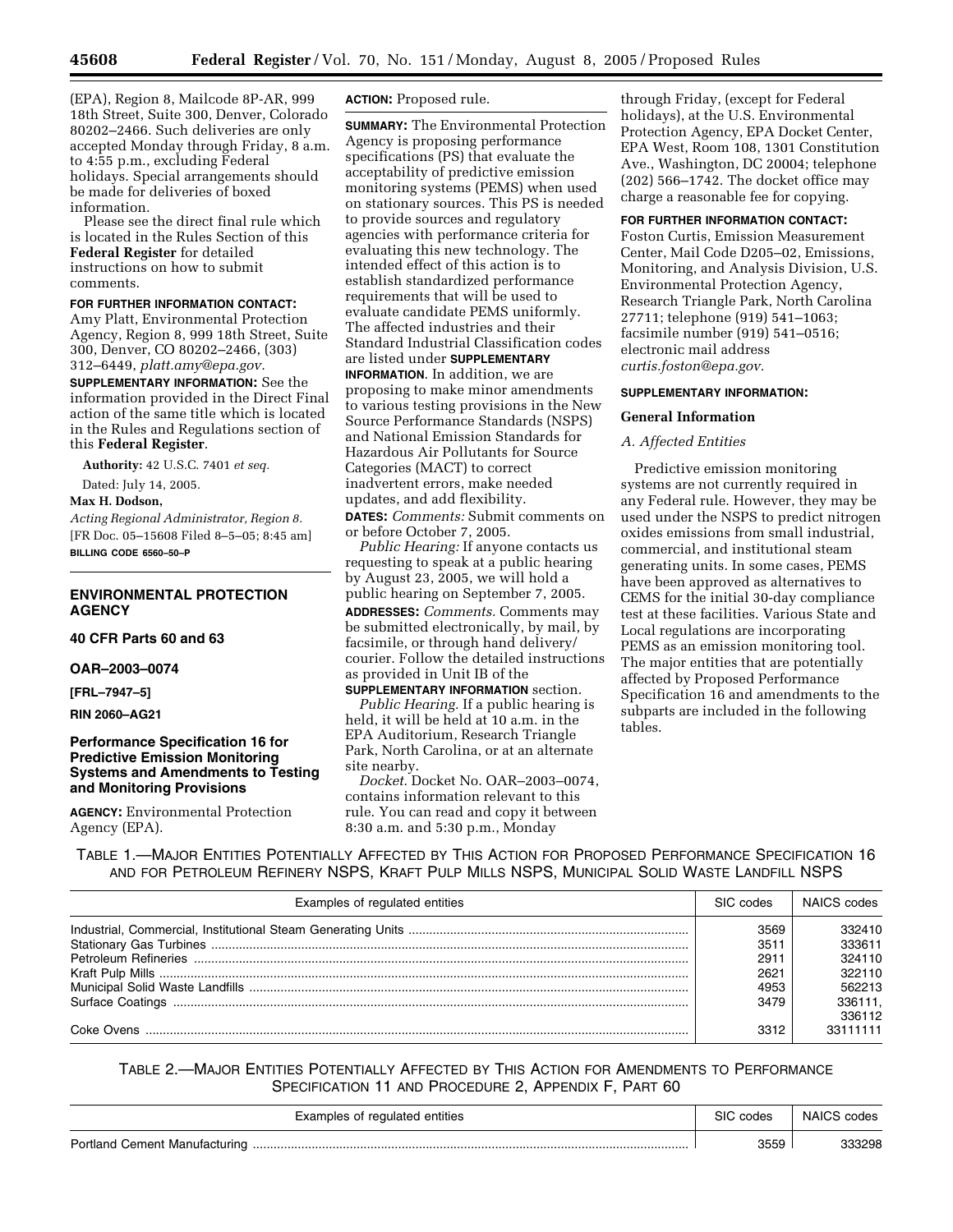(EPA), Region 8, Mailcode 8P-AR, 999 18th Street, Suite 300, Denver, Colorado 80202–2466. Such deliveries are only accepted Monday through Friday, 8 a.m. to 4:55 p.m., excluding Federal holidays. Special arrangements should be made for deliveries of boxed information.

Please see the direct final rule which is located in the Rules Section of this **Federal Register** for detailed instructions on how to submit comments.

**FOR FURTHER INFORMATION CONTACT:** Amy Platt, Environmental Protection Agency, Region 8, 999 18th Street, Suite 300, Denver, CO 80202–2466, (303) 312–6449, *platt.amy@epa.gov.*

**SUPPLEMENTARY INFORMATION:** See the information provided in the Direct Final action of the same title which is located in the Rules and Regulations section of this **Federal Register**.

**Authority:** 42 U.S.C. 7401 *et seq.*

Dated: July 14, 2005.

**Max H. Dodson,**

*Acting Regional Administrator, Region 8.*

[FR Doc. 05–15608 Filed 8–5–05; 8:45 am]

**BILLING CODE 6560–50–P**

---

## ENVIRONMENTAL PROTECTION AGENCY

### 40 CFR Parts 60 and 63

### OAR–2003–0074

### [FRL–7947–5]

### RIN 2060–AG21

### Performance Specification 16 for Predictive Emission Monitoring Systems and Amendments to Testing and Monitoring Provisions

**AGENCY:** Environmental Protection Agency (EPA).

**ACTION:** Proposed rule.

**SUMMARY:** The Environmental Protection Agency is proposing performance specifications (PS) that evaluate the acceptability of predictive emission monitoring systems (PEMS) when used on stationary sources. This PS is needed to provide sources and regulatory agencies with performance criteria for evaluating this new technology. The intended effect of this action is to establish standardized performance requirements that will be used to evaluate candidate PEMS uniformly. The affected industries and their Standard Industrial Classification codes are listed under **SUPPLEMENTARY INFORMATION**. In addition, we are proposing to make minor amendments to various testing provisions in the New Source Performance Standards (NSPS) and National Emission Standards for Hazardous Air Pollutants for Source Categories (MACT) to correct inadvertent errors, make needed updates, and add flexibility.

**DATES:** *Comments:* Submit comments on or before October 7, 2005.

*Public Hearing:* If anyone contacts us requesting to speak at a public hearing by August 23, 2005, we will hold a public hearing on September 7, 2005.

**ADDRESSES:** *Comments.* Comments may be submitted electronically, by mail, by facsimile, or through hand delivery/courier. Follow the detailed instructions as provided in Unit IB of the **SUPPLEMENTARY INFORMATION** section.

*Public Hearing.* If a public hearing is held, it will be held at 10 a.m. in the EPA Auditorium, Research Triangle Park, North Carolina, or at an alternate site nearby.

*Docket.* Docket No. OAR–2003–0074, contains information relevant to this rule. You can read and copy it between 8:30 a.m. and 5:30 p.m., Monday through Friday, (except for Federal holidays), at the U.S. Environmental Protection Agency, EPA Docket Center, EPA West, Room 108, 1301 Constitution Ave., Washington, DC 20004; telephone (202) 566–1742. The docket office may charge a reasonable fee for copying.

**FOR FURTHER INFORMATION CONTACT:** Foston Curtis, Emission Measurement Center, Mail Code D205–02, Emissions, Monitoring, and Analysis Division, U.S. Environmental Protection Agency, Research Triangle Park, North Carolina 27711; telephone (919) 541–1063; facsimile number (919) 541–0516; electronic mail address *curtis.foston@epa.gov.*

**SUPPLEMENTARY INFORMATION:**

#### General Information

*A. Affected Entities*

Predictive emission monitoring systems are not currently required in any Federal rule. However, they may be used under the NSPS to predict nitrogen oxides emissions from small industrial, commercial, and institutional steam generating units. In some cases, PEMS have been approved as alternatives to CEMS for the initial 30-day compliance test at these facilities. Various State and Local regulations are incorporating PEMS as an emission monitoring tool. The major entities that are potentially affected by Proposed Performance Specification 16 and amendments to the subparts are included in the following tables.

TABLE 1.—MAJOR ENTITIES POTENTIALLY AFFECTED BY THIS ACTION FOR PROPOSED PERFORMANCE SPECIFICATION 16 AND FOR PETROLEUM REFINERY NSPS, KRAFT PULP MILLS NSPS, MUNICIPAL SOLID WASTE LANDFILL NSPS

| Examples of regulated entities | SIC codes | NAICS codes |
|---|---|---|
| Industrial, Commercial, Institutional Steam Generating Units | 3569 | 332410 |
| Stationary Gas Turbines | 3511 | 333611 |
| Petroleum Refineries | 2911 | 324110 |
| Kraft Pulp Mills | 2621 | 322110 |
| Municipal Solid Waste Landfills | 4953 | 562213 |
| Surface Coatings | 3479 | 336111, 336112 |
| Coke Ovens | 3312 | 33111111 |

TABLE 2.—MAJOR ENTITIES POTENTIALLY AFFECTED BY THIS ACTION FOR AMENDMENTS TO PERFORMANCE SPECIFICATION 11 AND PROCEDURE 2, APPENDIX F, PART 60

| Examples of regulated entities | SIC codes | NAICS codes |
|---|---|---|
| Portland Cement Manufacturing | 3559 | 333298 |